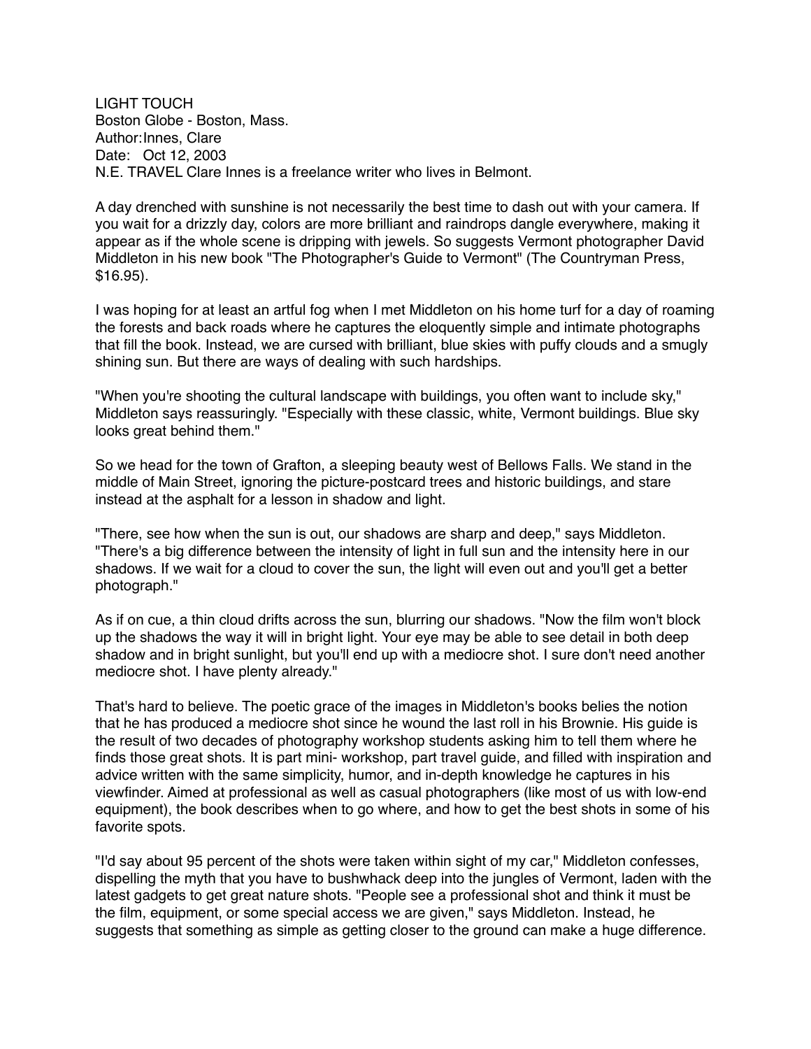# LIGHT TOUCH

Boston Globe - Boston, Mass.
Author: Innes, Clare
Date: Oct 12, 2003
N.E. TRAVEL Clare Innes is a freelance writer who lives in Belmont.

A day drenched with sunshine is not necessarily the best time to dash out with your camera. If you wait for a drizzly day, colors are more brilliant and raindrops dangle everywhere, making it appear as if the whole scene is dripping with jewels. So suggests Vermont photographer David Middleton in his new book "The Photographer's Guide to Vermont" (The Countryman Press, $16.95).

I was hoping for at least an artful fog when I met Middleton on his home turf for a day of roaming the forests and back roads where he captures the eloquently simple and intimate photographs that fill the book. Instead, we are cursed with brilliant, blue skies with puffy clouds and a smugly shining sun. But there are ways of dealing with such hardships.

"When you're shooting the cultural landscape with buildings, you often want to include sky," Middleton says reassuringly. "Especially with these classic, white, Vermont buildings. Blue sky looks great behind them."

So we head for the town of Grafton, a sleeping beauty west of Bellows Falls. We stand in the middle of Main Street, ignoring the picture-postcard trees and historic buildings, and stare instead at the asphalt for a lesson in shadow and light.

"There, see how when the sun is out, our shadows are sharp and deep," says Middleton. "There's a big difference between the intensity of light in full sun and the intensity here in our shadows. If we wait for a cloud to cover the sun, the light will even out and you'll get a better photograph."

As if on cue, a thin cloud drifts across the sun, blurring our shadows. "Now the film won't block up the shadows the way it will in bright light. Your eye may be able to see detail in both deep shadow and in bright sunlight, but you'll end up with a mediocre shot. I sure don't need another mediocre shot. I have plenty already."

That's hard to believe. The poetic grace of the images in Middleton's books belies the notion that he has produced a mediocre shot since he wound the last roll in his Brownie. His guide is the result of two decades of photography workshop students asking him to tell them where he finds those great shots. It is part mini- workshop, part travel guide, and filled with inspiration and advice written with the same simplicity, humor, and in-depth knowledge he captures in his viewfinder. Aimed at professional as well as casual photographers (like most of us with low-end equipment), the book describes when to go where, and how to get the best shots in some of his favorite spots.

"I'd say about 95 percent of the shots were taken within sight of my car," Middleton confesses, dispelling the myth that you have to bushwhack deep into the jungles of Vermont, laden with the latest gadgets to get great nature shots. "People see a professional shot and think it must be the film, equipment, or some special access we are given," says Middleton. Instead, he suggests that something as simple as getting closer to the ground can make a huge difference.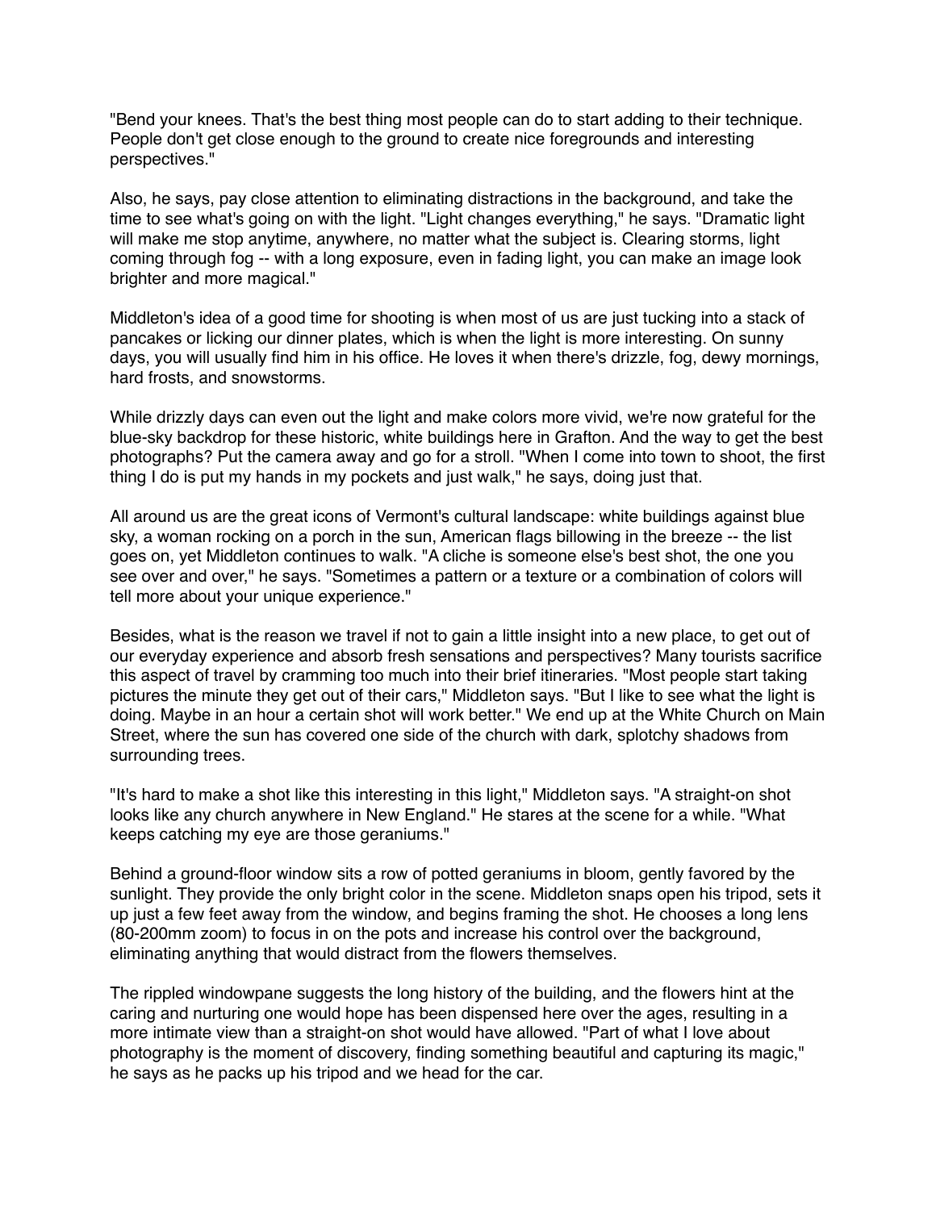"Bend your knees. That's the best thing most people can do to start adding to their technique. People don't get close enough to the ground to create nice foregrounds and interesting perspectives."

Also, he says, pay close attention to eliminating distractions in the background, and take the time to see what's going on with the light. "Light changes everything," he says. "Dramatic light will make me stop anytime, anywhere, no matter what the subject is. Clearing storms, light coming through fog -- with a long exposure, even in fading light, you can make an image look brighter and more magical."

Middleton's idea of a good time for shooting is when most of us are just tucking into a stack of pancakes or licking our dinner plates, which is when the light is more interesting. On sunny days, you will usually find him in his office. He loves it when there's drizzle, fog, dewy mornings, hard frosts, and snowstorms.

While drizzly days can even out the light and make colors more vivid, we're now grateful for the blue-sky backdrop for these historic, white buildings here in Grafton. And the way to get the best photographs? Put the camera away and go for a stroll. "When I come into town to shoot, the first thing I do is put my hands in my pockets and just walk," he says, doing just that.

All around us are the great icons of Vermont's cultural landscape: white buildings against blue sky, a woman rocking on a porch in the sun, American flags billowing in the breeze -- the list goes on, yet Middleton continues to walk. "A cliche is someone else's best shot, the one you see over and over," he says. "Sometimes a pattern or a texture or a combination of colors will tell more about your unique experience."

Besides, what is the reason we travel if not to gain a little insight into a new place, to get out of our everyday experience and absorb fresh sensations and perspectives? Many tourists sacrifice this aspect of travel by cramming too much into their brief itineraries. "Most people start taking pictures the minute they get out of their cars," Middleton says. "But I like to see what the light is doing. Maybe in an hour a certain shot will work better." We end up at the White Church on Main Street, where the sun has covered one side of the church with dark, splotchy shadows from surrounding trees.

"It's hard to make a shot like this interesting in this light," Middleton says. "A straight-on shot looks like any church anywhere in New England." He stares at the scene for a while. "What keeps catching my eye are those geraniums."

Behind a ground-floor window sits a row of potted geraniums in bloom, gently favored by the sunlight. They provide the only bright color in the scene. Middleton snaps open his tripod, sets it up just a few feet away from the window, and begins framing the shot. He chooses a long lens (80-200mm zoom) to focus in on the pots and increase his control over the background, eliminating anything that would distract from the flowers themselves.

The rippled windowpane suggests the long history of the building, and the flowers hint at the caring and nurturing one would hope has been dispensed here over the ages, resulting in a more intimate view than a straight-on shot would have allowed. "Part of what I love about photography is the moment of discovery, finding something beautiful and capturing its magic," he says as he packs up his tripod and we head for the car.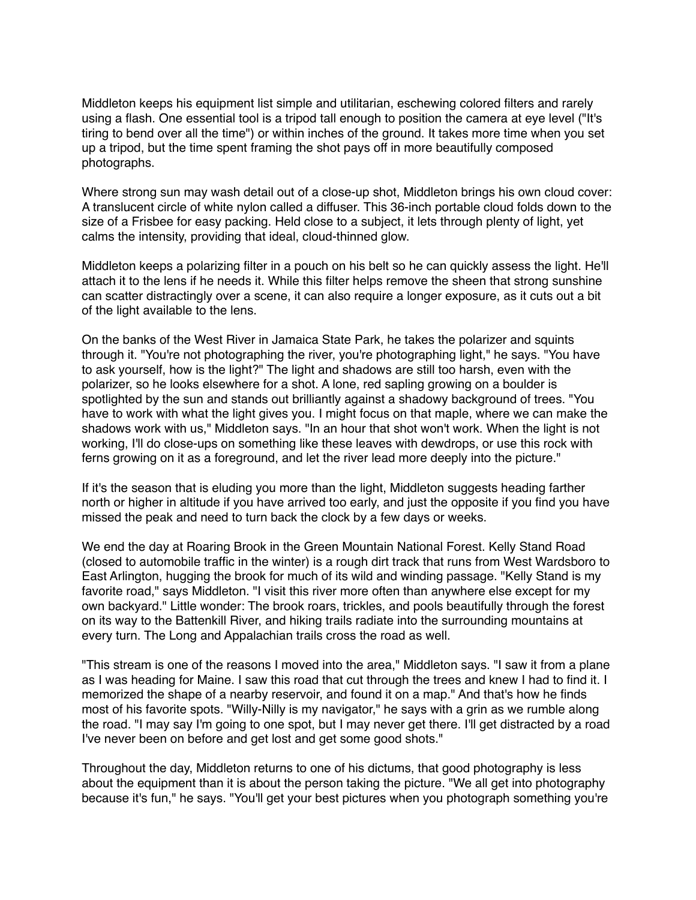Middleton keeps his equipment list simple and utilitarian, eschewing colored filters and rarely using a flash. One essential tool is a tripod tall enough to position the camera at eye level ("It's tiring to bend over all the time") or within inches of the ground. It takes more time when you set up a tripod, but the time spent framing the shot pays off in more beautifully composed photographs.

Where strong sun may wash detail out of a close-up shot, Middleton brings his own cloud cover: A translucent circle of white nylon called a diffuser. This 36-inch portable cloud folds down to the size of a Frisbee for easy packing. Held close to a subject, it lets through plenty of light, yet calms the intensity, providing that ideal, cloud-thinned glow.

Middleton keeps a polarizing filter in a pouch on his belt so he can quickly assess the light. He'll attach it to the lens if he needs it. While this filter helps remove the sheen that strong sunshine can scatter distractingly over a scene, it can also require a longer exposure, as it cuts out a bit of the light available to the lens.

On the banks of the West River in Jamaica State Park, he takes the polarizer and squints through it. "You're not photographing the river, you're photographing light," he says. "You have to ask yourself, how is the light?" The light and shadows are still too harsh, even with the polarizer, so he looks elsewhere for a shot. A lone, red sapling growing on a boulder is spotlighted by the sun and stands out brilliantly against a shadowy background of trees. "You have to work with what the light gives you. I might focus on that maple, where we can make the shadows work with us," Middleton says. "In an hour that shot won't work. When the light is not working, I'll do close-ups on something like these leaves with dewdrops, or use this rock with ferns growing on it as a foreground, and let the river lead more deeply into the picture."

If it's the season that is eluding you more than the light, Middleton suggests heading farther north or higher in altitude if you have arrived too early, and just the opposite if you find you have missed the peak and need to turn back the clock by a few days or weeks.

We end the day at Roaring Brook in the Green Mountain National Forest. Kelly Stand Road (closed to automobile traffic in the winter) is a rough dirt track that runs from West Wardsboro to East Arlington, hugging the brook for much of its wild and winding passage. "Kelly Stand is my favorite road," says Middleton. "I visit this river more often than anywhere else except for my own backyard." Little wonder: The brook roars, trickles, and pools beautifully through the forest on its way to the Battenkill River, and hiking trails radiate into the surrounding mountains at every turn. The Long and Appalachian trails cross the road as well.

"This stream is one of the reasons I moved into the area," Middleton says. "I saw it from a plane as I was heading for Maine. I saw this road that cut through the trees and knew I had to find it. I memorized the shape of a nearby reservoir, and found it on a map." And that's how he finds most of his favorite spots. "Willy-Nilly is my navigator," he says with a grin as we rumble along the road. "I may say I'm going to one spot, but I may never get there. I'll get distracted by a road I've never been on before and get lost and get some good shots."

Throughout the day, Middleton returns to one of his dictums, that good photography is less about the equipment than it is about the person taking the picture. "We all get into photography because it's fun," he says. "You'll get your best pictures when you photograph something you're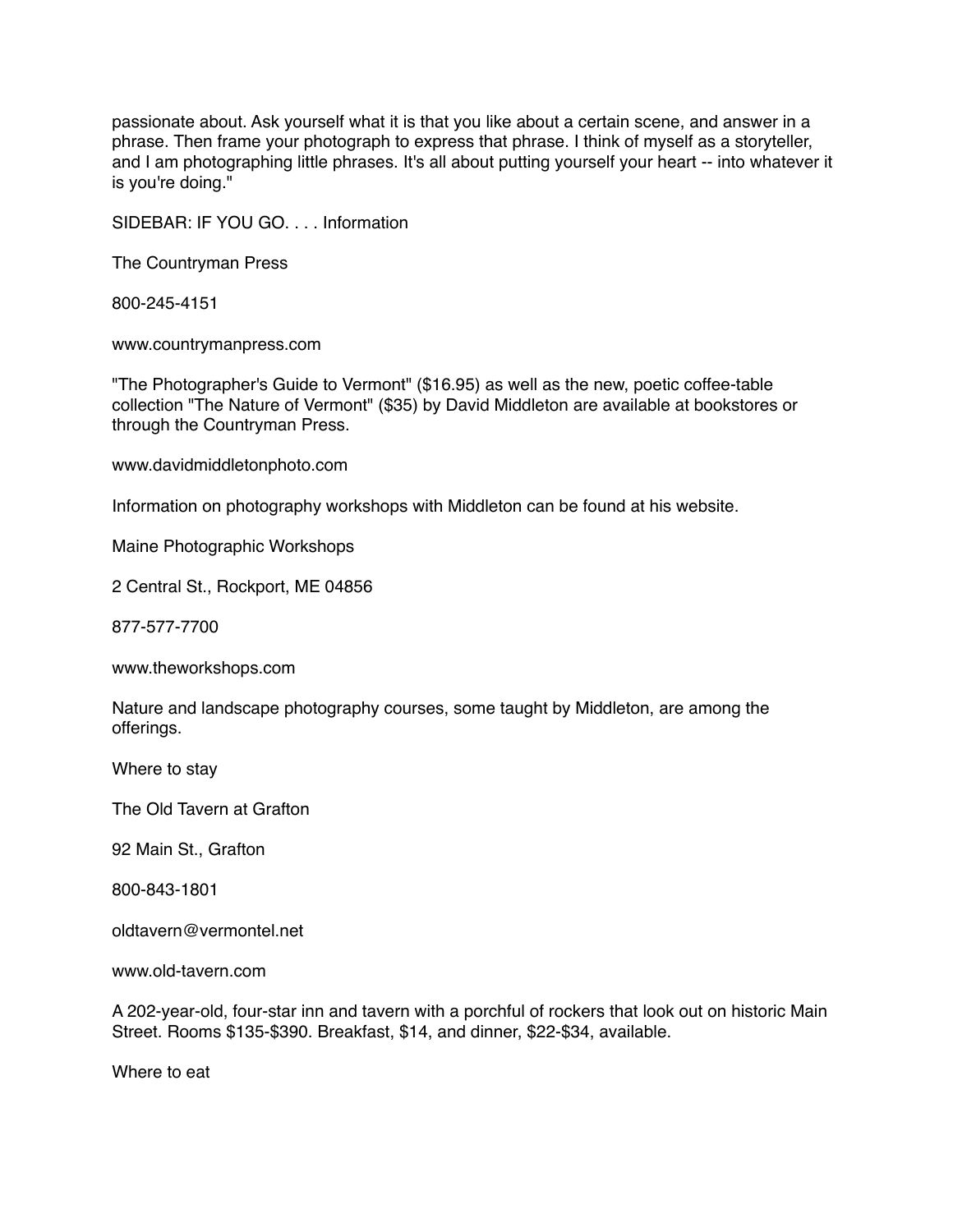passionate about. Ask yourself what it is that you like about a certain scene, and answer in a phrase. Then frame your photograph to express that phrase. I think of myself as a storyteller, and I am photographing little phrases. It's all about putting yourself your heart -- into whatever it is you're doing."

SIDEBAR: IF YOU GO. . . . Information

The Countryman Press

800-245-4151

www.countrymanpress.com

"The Photographer's Guide to Vermont" ($16.95) as well as the new, poetic coffee-table collection "The Nature of Vermont" ($35) by David Middleton are available at bookstores or through the Countryman Press.

www.davidmiddletonphoto.com

Information on photography workshops with Middleton can be found at his website.

Maine Photographic Workshops

2 Central St., Rockport, ME 04856

877-577-7700

www.theworkshops.com

Nature and landscape photography courses, some taught by Middleton, are among the offerings.

Where to stay

The Old Tavern at Grafton

92 Main St., Grafton

800-843-1801

oldtavern@vermontel.net

www.old-tavern.com

A 202-year-old, four-star inn and tavern with a porchful of rockers that look out on historic Main Street. Rooms $135-$390. Breakfast, $14, and dinner, $22-$34, available.

Where to eat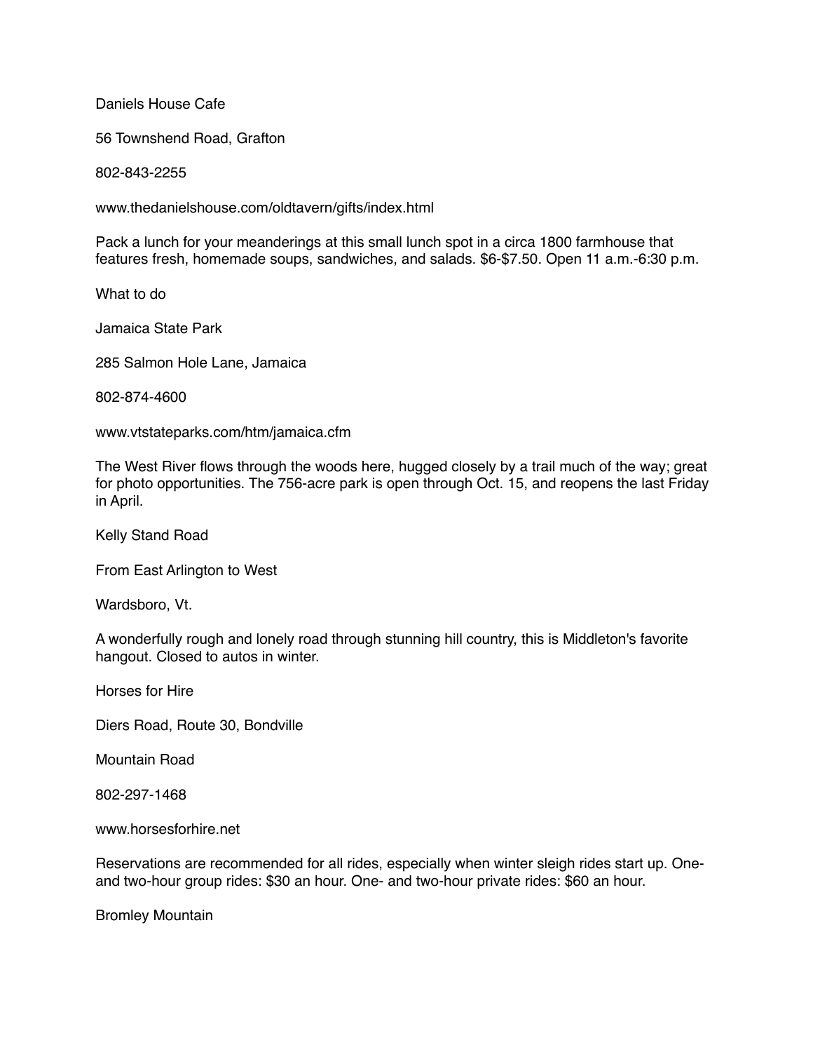Daniels House Cafe

56 Townshend Road, Grafton

802-843-2255

www.thedanielshouse.com/oldtavern/gifts/index.html

Pack a lunch for your meanderings at this small lunch spot in a circa 1800 farmhouse that features fresh, homemade soups, sandwiches, and salads. $6-$7.50. Open 11 a.m.-6:30 p.m.

What to do

Jamaica State Park

285 Salmon Hole Lane, Jamaica

802-874-4600

www.vtstateparks.com/htm/jamaica.cfm

The West River flows through the woods here, hugged closely by a trail much of the way; great for photo opportunities. The 756-acre park is open through Oct. 15, and reopens the last Friday in April.

Kelly Stand Road

From East Arlington to West

Wardsboro, Vt.

A wonderfully rough and lonely road through stunning hill country, this is Middleton's favorite hangout. Closed to autos in winter.

Horses for Hire

Diers Road, Route 30, Bondville

Mountain Road

802-297-1468

www.horsesforhire.net

Reservations are recommended for all rides, especially when winter sleigh rides start up. One- and two-hour group rides: $30 an hour. One- and two-hour private rides: $60 an hour.

Bromley Mountain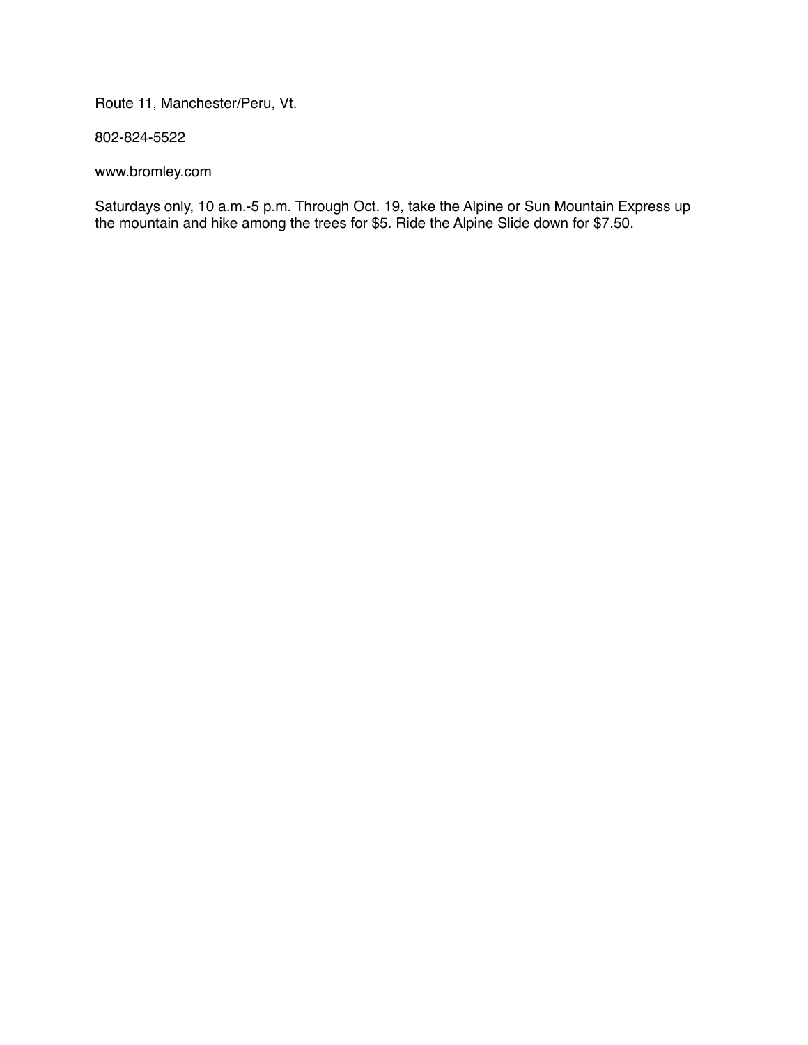Route 11, Manchester/Peru, Vt.

802-824-5522

www.bromley.com

Saturdays only, 10 a.m.-5 p.m. Through Oct. 19, take the Alpine or Sun Mountain Express up the mountain and hike among the trees for $5. Ride the Alpine Slide down for $7.50.